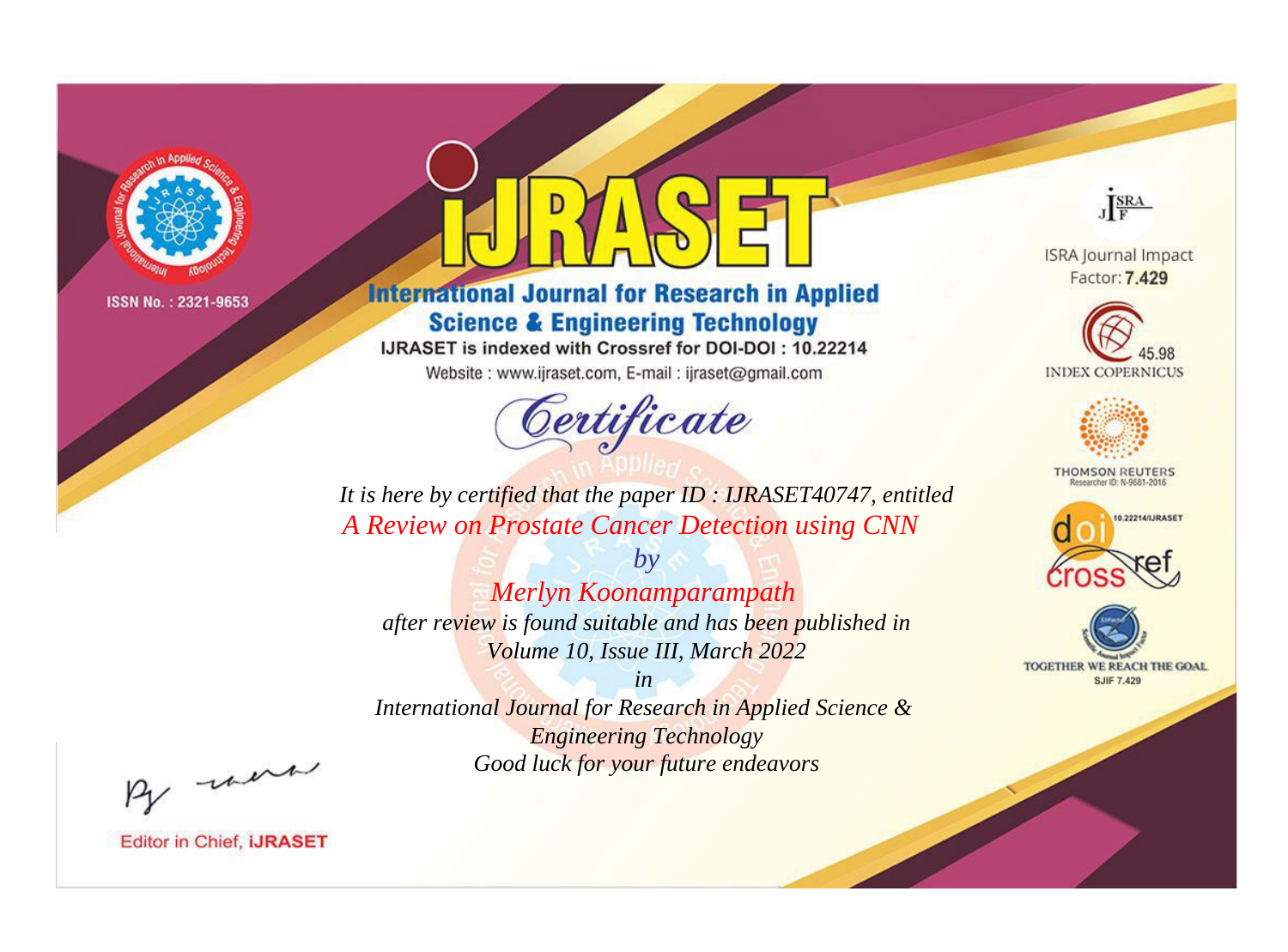ISSN No. : 2321-9653

# IJRASET

## International Journal for Research in Applied Science & Engineering Technology

IJRASET is indexed with Crossref for DOI-DOI : 10.22214

Website : www.ijraset.com, E-mail : ijraset@gmail.com

ISRA Journal Impact Factor: **7.429**

45.98 INDEX COPERNICUS

THOMSON REUTERS Researcher ID: N-9681-2016

10.22214/IJRASET

TOGETHER WE REACH THE GOAL SJIF 7.429

# *Certificate*

*It is here by certified that the paper ID : IJRASET40747, entitled*

*A Review on Prostate Cancer Detection using CNN*

*by*

*Merlyn Koonamparampath*

*after review is found suitable and has been published in*

*Volume 10, Issue III, March 2022*

*in*

*International Journal for Research in Applied Science & Engineering Technology*

*Good luck for your future endeavors*

Editor in Chief, **iJRASET**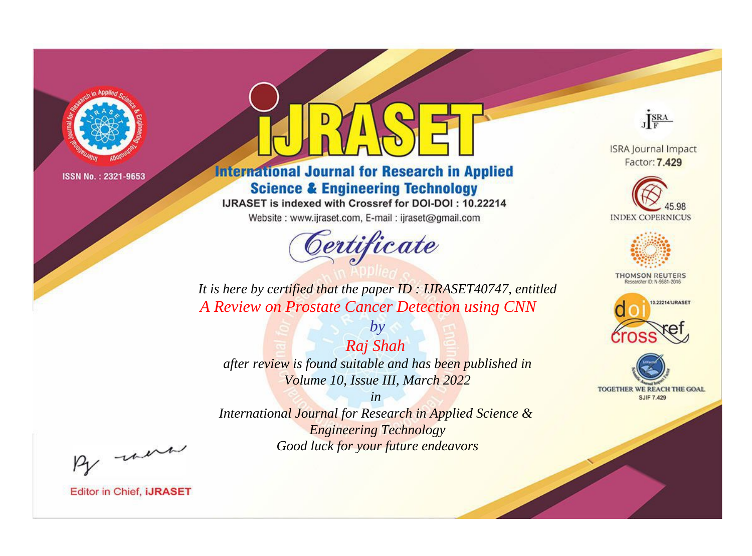ISSN No. : 2321-9653

# IJRASET

## International Journal for Research in Applied Science & Engineering Technology

IJRASET is indexed with Crossref for DOI-DOI : 10.22214

Website : www.ijraset.com, E-mail : ijraset@gmail.com

## Certificate

*It is here by certified that the paper ID : IJRASET40747, entitled*

*A Review on Prostate Cancer Detection using CNN*

*by*

*Raj Shah*

*after review is found suitable and has been published in*

*Volume 10, Issue III, March 2022*

*in*

*International Journal for Research in Applied Science & Engineering Technology*

*Good luck for your future endeavors*

ISRA Journal Impact Factor: **7.429**

45.98 INDEX COPERNICUS

THOMSON REUTERS Researcher ID: N-9681-2016

10.22214/IJRASET

TOGETHER WE REACH THE GOAL SJIF 7.429

Editor in Chief, **IJRASET**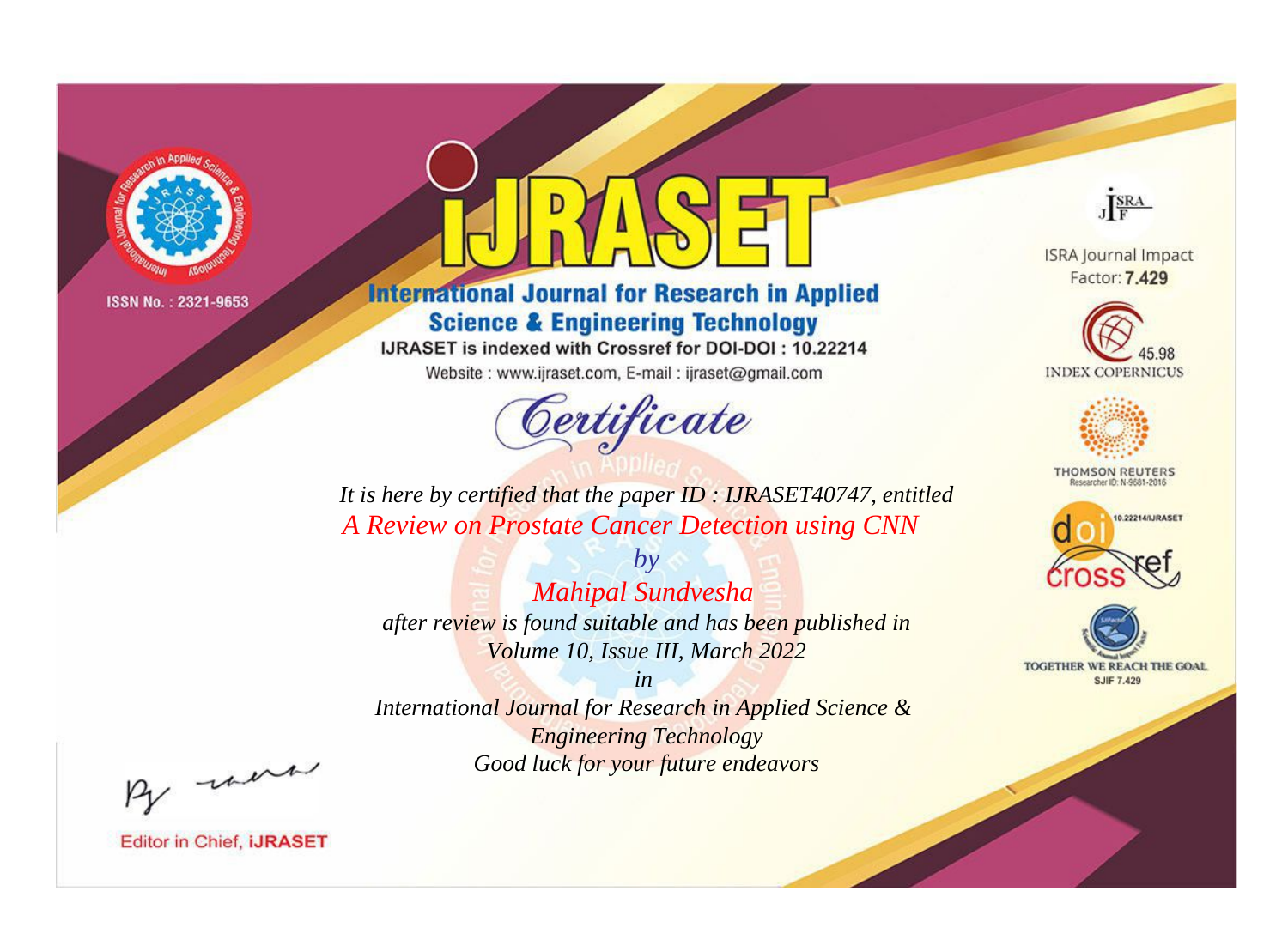ISSN No. : 2321-9653

# iJRASET

## International Journal for Research in Applied Science & Engineering Technology

IJRASET is indexed with Crossref for DOI-DOI : 10.22214

Website : www.ijraset.com, E-mail : ijraset@gmail.com

ISRA Journal Impact Factor: **7.429**

45.98 INDEX COPERNICUS

THOMSON REUTERS Researcher ID: N-9681-2016

10.22214/IJRASET

TOGETHER WE REACH THE GOAL SJIF 7.429

*Certificate*

*It is here by certified that the paper ID : IJRASET40747, entitled*

*A Review on Prostate Cancer Detection using CNN*

*by*

*Mahipal Sundvesha*

*after review is found suitable and has been published in*

*Volume 10, Issue III, March 2022*

*in*

*International Journal for Research in Applied Science & Engineering Technology*

*Good luck for your future endeavors*

Editor in Chief, **iJRASET**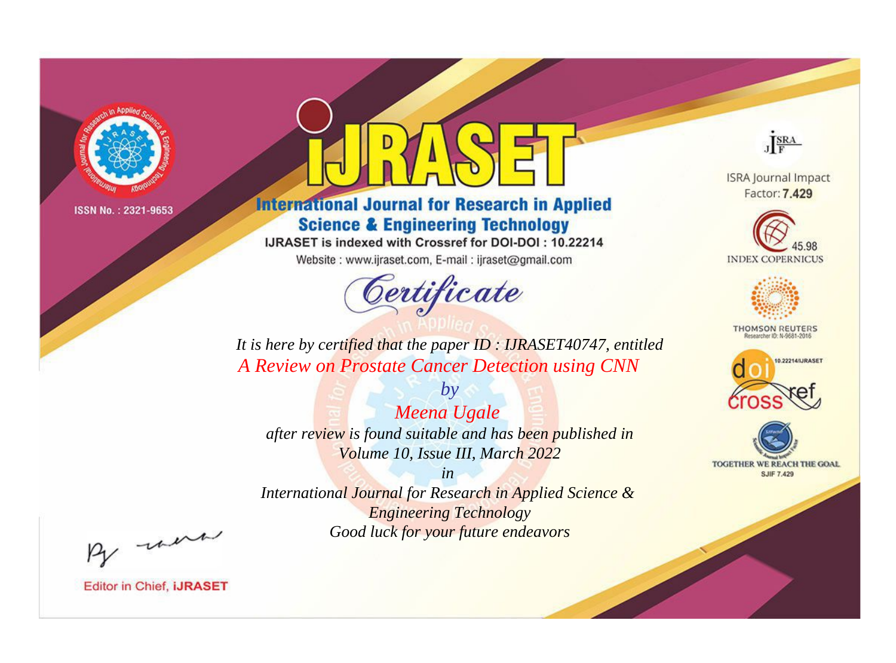ISSN No. : 2321-9653

# iJRASET

## International Journal for Research in Applied Science & Engineering Technology

IJRASET is indexed with Crossref for DOI-DOI : 10.22214

Website : www.ijraset.com, E-mail : ijraset@gmail.com

ISRA Journal Impact Factor: **7.429**

45.98 INDEX COPERNICUS

THOMSON REUTERS Researcher ID: N-9681-2016

10.22214/IJRASET

TOGETHER WE REACH THE GOAL SJIF 7.429

## *Certificate*

*It is here by certified that the paper ID : IJRASET40747, entitled*

*A Review on Prostate Cancer Detection using CNN*

*by*

*Meena Ugale*

*after review is found suitable and has been published in*

*Volume 10, Issue III, March 2022*

*in*

*International Journal for Research in Applied Science & Engineering Technology*

*Good luck for your future endeavors*

Editor in Chief, **iJRASET**